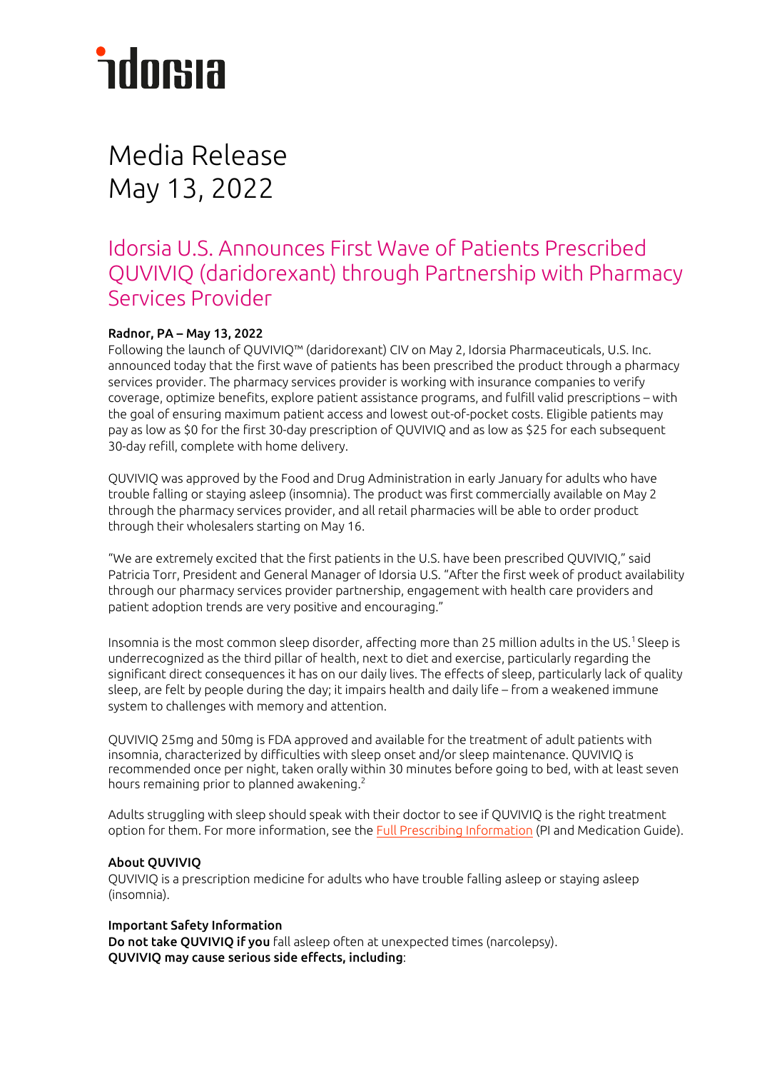idorsia

# Media Release
May 13, 2022

## Idorsia U.S. Announces First Wave of Patients Prescribed QUVIVIQ (daridorexant) through Partnership with Pharmacy Services Provider

**Radnor, PA – May 13, 2022**
Following the launch of QUVIVIQ™ (daridorexant) CIV on May 2, Idorsia Pharmaceuticals, U.S. Inc. announced today that the first wave of patients has been prescribed the product through a pharmacy services provider. The pharmacy services provider is working with insurance companies to verify coverage, optimize benefits, explore patient assistance programs, and fulfill valid prescriptions – with the goal of ensuring maximum patient access and lowest out-of-pocket costs. Eligible patients may pay as low as $0 for the first 30-day prescription of QUVIVIQ and as low as $25 for each subsequent 30-day refill, complete with home delivery.

QUVIVIQ was approved by the Food and Drug Administration in early January for adults who have trouble falling or staying asleep (insomnia). The product was first commercially available on May 2 through the pharmacy services provider, and all retail pharmacies will be able to order product through their wholesalers starting on May 16.

"We are extremely excited that the first patients in the U.S. have been prescribed QUVIVIQ," said Patricia Torr, President and General Manager of Idorsia U.S. "After the first week of product availability through our pharmacy services provider partnership, engagement with health care providers and patient adoption trends are very positive and encouraging."

Insomnia is the most common sleep disorder, affecting more than 25 million adults in the US.[1] Sleep is underrecognized as the third pillar of health, next to diet and exercise, particularly regarding the significant direct consequences it has on our daily lives. The effects of sleep, particularly lack of quality sleep, are felt by people during the day; it impairs health and daily life – from a weakened immune system to challenges with memory and attention.

QUVIVIQ 25mg and 50mg is FDA approved and available for the treatment of adult patients with insomnia, characterized by difficulties with sleep onset and/or sleep maintenance. QUVIVIQ is recommended once per night, taken orally within 30 minutes before going to bed, with at least seven hours remaining prior to planned awakening.[2]

Adults struggling with sleep should speak with their doctor to see if QUVIVIQ is the right treatment option for them. For more information, see the Full Prescribing Information (PI and Medication Guide).

**About QUVIVIQ**
QUVIVIQ is a prescription medicine for adults who have trouble falling asleep or staying asleep (insomnia).

**Important Safety Information**
**Do not take QUVIVIQ if you** fall asleep often at unexpected times (narcolepsy).
**QUVIVIQ may cause serious side effects, including**: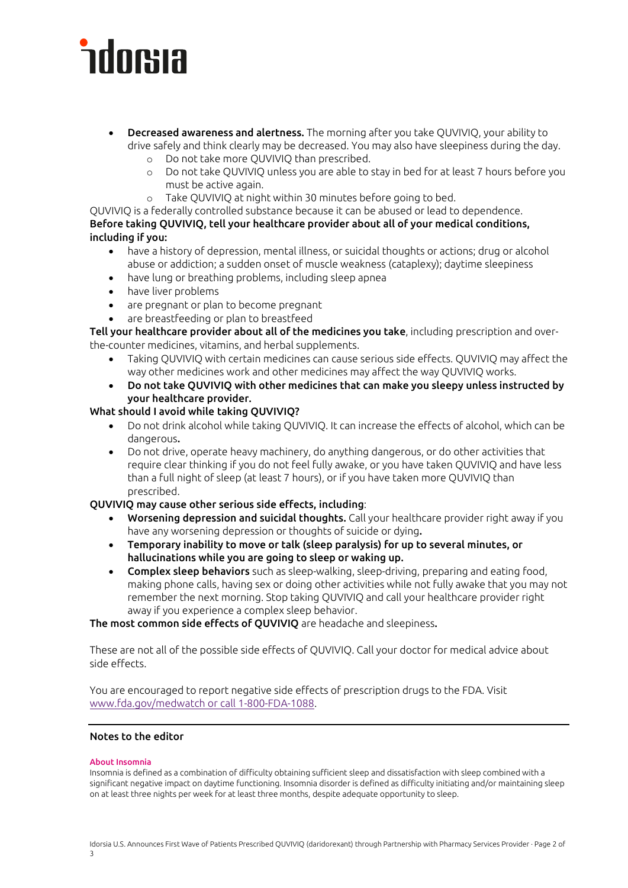- **Decreased awareness and alertness.** The morning after you take QUVIVIQ, your ability to drive safely and think clearly may be decreased. You may also have sleepiness during the day.
    - Do not take more QUVIVIQ than prescribed.
    - Do not take QUVIVIQ unless you are able to stay in bed for at least 7 hours before you must be active again.
    - Take QUVIVIQ at night within 30 minutes before going to bed.

QUVIVIQ is a federally controlled substance because it can be abused or lead to dependence.

**Before taking QUVIVIQ, tell your healthcare provider about all of your medical conditions, including if you:**

- have a history of depression, mental illness, or suicidal thoughts or actions; drug or alcohol abuse or addiction; a sudden onset of muscle weakness (cataplexy); daytime sleepiness
- have lung or breathing problems, including sleep apnea
- have liver problems
- are pregnant or plan to become pregnant
- are breastfeeding or plan to breastfeed

**Tell your healthcare provider about all of the medicines you take**, including prescription and over-the-counter medicines, vitamins, and herbal supplements.

- Taking QUVIVIQ with certain medicines can cause serious side effects. QUVIVIQ may affect the way other medicines work and other medicines may affect the way QUVIVIQ works.
- **Do not take QUVIVIQ with other medicines that can make you sleepy unless instructed by your healthcare provider.**

**What should I avoid while taking QUVIVIQ?**

- Do not drink alcohol while taking QUVIVIQ. It can increase the effects of alcohol, which can be dangerous.
- Do not drive, operate heavy machinery, do anything dangerous, or do other activities that require clear thinking if you do not feel fully awake, or you have taken QUVIVIQ and have less than a full night of sleep (at least 7 hours), or if you have taken more QUVIVIQ than prescribed.

**QUVIVIQ may cause other serious side effects, including**:

- **Worsening depression and suicidal thoughts.** Call your healthcare provider right away if you have any worsening depression or thoughts of suicide or dying.
- **Temporary inability to move or talk (sleep paralysis) for up to several minutes, or hallucinations while you are going to sleep or waking up.**
- **Complex sleep behaviors** such as sleep-walking, sleep-driving, preparing and eating food, making phone calls, having sex or doing other activities while not fully awake that you may not remember the next morning. Stop taking QUVIVIQ and call your healthcare provider right away if you experience a complex sleep behavior.

**The most common side effects of QUVIVIQ** are headache and sleepiness.

These are not all of the possible side effects of QUVIVIQ. Call your doctor for medical advice about side effects.

You are encouraged to report negative side effects of prescription drugs to the FDA. Visit www.fda.gov/medwatch or call 1-800-FDA-1088.

## Notes to the editor

### About Insomnia

Insomnia is defined as a combination of difficulty obtaining sufficient sleep and dissatisfaction with sleep combined with a significant negative impact on daytime functioning. Insomnia disorder is defined as difficulty initiating and/or maintaining sleep on at least three nights per week for at least three months, despite adequate opportunity to sleep.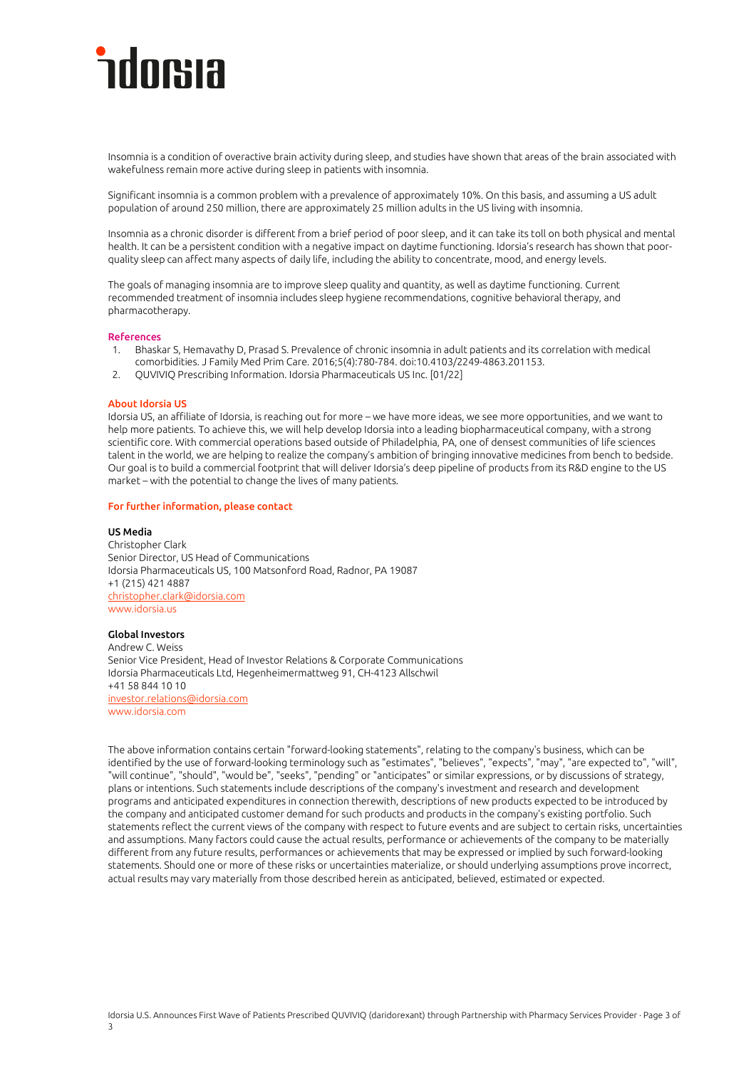Insomnia is a condition of overactive brain activity during sleep, and studies have shown that areas of the brain associated with wakefulness remain more active during sleep in patients with insomnia.

Significant insomnia is a common problem with a prevalence of approximately 10%. On this basis, and assuming a US adult population of around 250 million, there are approximately 25 million adults in the US living with insomnia.

Insomnia as a chronic disorder is different from a brief period of poor sleep, and it can take its toll on both physical and mental health. It can be a persistent condition with a negative impact on daytime functioning. Idorsia's research has shown that poor-quality sleep can affect many aspects of daily life, including the ability to concentrate, mood, and energy levels.

The goals of managing insomnia are to improve sleep quality and quantity, as well as daytime functioning. Current recommended treatment of insomnia includes sleep hygiene recommendations, cognitive behavioral therapy, and pharmacotherapy.

#### References

1. Bhaskar S, Hemavathy D, Prasad S. Prevalence of chronic insomnia in adult patients and its correlation with medical comorbidities. J Family Med Prim Care. 2016;5(4):780-784. doi:10.4103/2249-4863.201153.
2. QUVIVIQ Prescribing Information. Idorsia Pharmaceuticals US Inc. [01/22]

#### About Idorsia US

Idorsia US, an affiliate of Idorsia, is reaching out for more – we have more ideas, we see more opportunities, and we want to help more patients. To achieve this, we will help develop Idorsia into a leading biopharmaceutical company, with a strong scientific core. With commercial operations based outside of Philadelphia, PA, one of densest communities of life sciences talent in the world, we are helping to realize the company's ambition of bringing innovative medicines from bench to bedside. Our goal is to build a commercial footprint that will deliver Idorsia's deep pipeline of products from its R&D engine to the US market – with the potential to change the lives of many patients.

#### For further information, please contact

**US Media**
Christopher Clark
Senior Director, US Head of Communications
Idorsia Pharmaceuticals US, 100 Matsonford Road, Radnor, PA 19087
+1 (215) 421 4887
christopher.clark@idorsia.com
www.idorsia.us

**Global Investors**
Andrew C. Weiss
Senior Vice President, Head of Investor Relations & Corporate Communications
Idorsia Pharmaceuticals Ltd, Hegenheimermattweg 91, CH-4123 Allschwil
+41 58 844 10 10
investor.relations@idorsia.com
www.idorsia.com

The above information contains certain "forward-looking statements", relating to the company's business, which can be identified by the use of forward-looking terminology such as "estimates", "believes", "expects", "may", "are expected to", "will", "will continue", "should", "would be", "seeks", "pending" or "anticipates" or similar expressions, or by discussions of strategy, plans or intentions. Such statements include descriptions of the company's investment and research and development programs and anticipated expenditures in connection therewith, descriptions of new products expected to be introduced by the company and anticipated customer demand for such products and products in the company's existing portfolio. Such statements reflect the current views of the company with respect to future events and are subject to certain risks, uncertainties and assumptions. Many factors could cause the actual results, performance or achievements of the company to be materially different from any future results, performances or achievements that may be expressed or implied by such forward-looking statements. Should one or more of these risks or uncertainties materialize, or should underlying assumptions prove incorrect, actual results may vary materially from those described herein as anticipated, believed, estimated or expected.